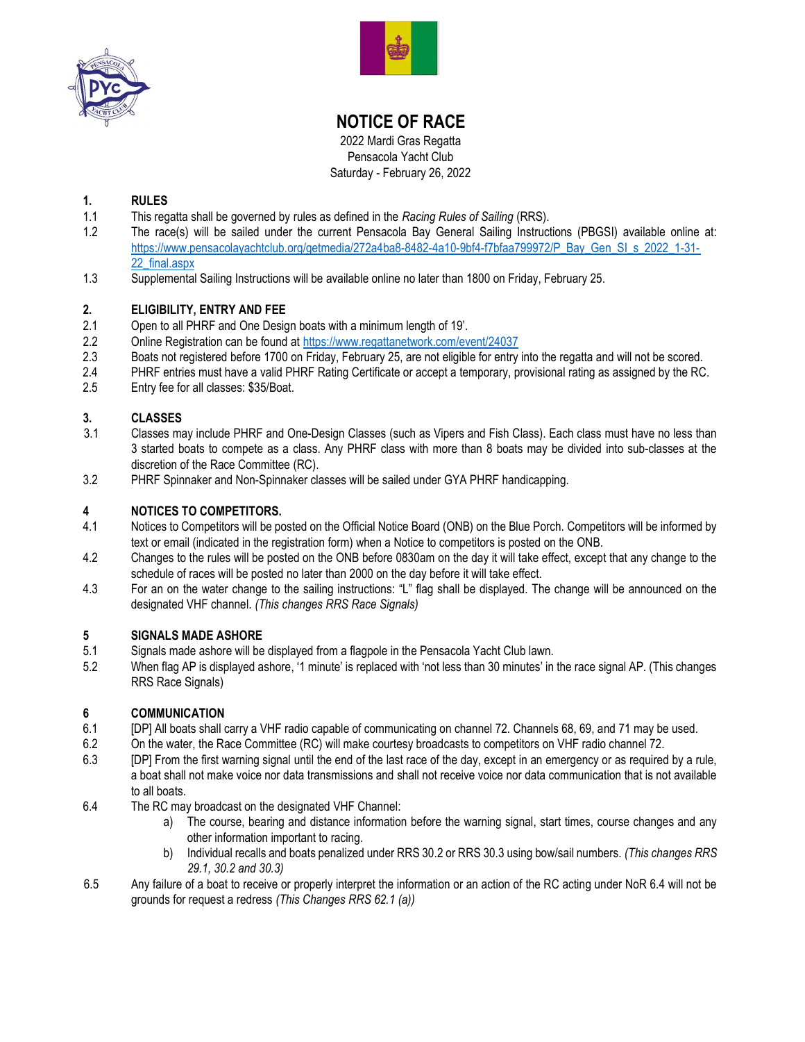# NOTICE OF RACE

2022 Mardi Gras Regatta
Pensacola Yacht Club
Saturday - February 26, 2022

## 1. RULES

1.1 This regatta shall be governed by rules as defined in the *Racing Rules of Sailing* (RRS).

1.2 The race(s) will be sailed under the current Pensacola Bay General Sailing Instructions (PBGSI) available online at: https://www.pensacolayachtclub.org/getmedia/272a4ba8-8482-4a10-9bf4-f7bfaa799972/P_Bay_Gen_SI_s_2022_1-31-22_final.aspx

1.3 Supplemental Sailing Instructions will be available online no later than 1800 on Friday, February 25.

## 2. ELIGIBILITY, ENTRY AND FEE

2.1 Open to all PHRF and One Design boats with a minimum length of 19'.

2.2 Online Registration can be found at https://www.regattanetwork.com/event/24037

2.3 Boats not registered before 1700 on Friday, February 25, are not eligible for entry into the regatta and will not be scored.

2.4 PHRF entries must have a valid PHRF Rating Certificate or accept a temporary, provisional rating as assigned by the RC.

2.5 Entry fee for all classes: $35/Boat.

## 3. CLASSES

3.1 Classes may include PHRF and One-Design Classes (such as Vipers and Fish Class). Each class must have no less than 3 started boats to compete as a class. Any PHRF class with more than 8 boats may be divided into sub-classes at the discretion of the Race Committee (RC).

3.2 PHRF Spinnaker and Non-Spinnaker classes will be sailed under GYA PHRF handicapping.

## 4 NOTICES TO COMPETITORS.

4.1 Notices to Competitors will be posted on the Official Notice Board (ONB) on the Blue Porch. Competitors will be informed by text or email (indicated in the registration form) when a Notice to competitors is posted on the ONB.

4.2 Changes to the rules will be posted on the ONB before 0830am on the day it will take effect, except that any change to the schedule of races will be posted no later than 2000 on the day before it will take effect.

4.3 For an on the water change to the sailing instructions: "L" flag shall be displayed. The change will be announced on the designated VHF channel. *(This changes RRS Race Signals)*

## 5 SIGNALS MADE ASHORE

5.1 Signals made ashore will be displayed from a flagpole in the Pensacola Yacht Club lawn.

5.2 When flag AP is displayed ashore, '1 minute' is replaced with 'not less than 30 minutes' in the race signal AP. (This changes RRS Race Signals)

## 6 COMMUNICATION

6.1 [DP] All boats shall carry a VHF radio capable of communicating on channel 72. Channels 68, 69, and 71 may be used.

6.2 On the water, the Race Committee (RC) will make courtesy broadcasts to competitors on VHF radio channel 72.

6.3 [DP] From the first warning signal until the end of the last race of the day, except in an emergency or as required by a rule, a boat shall not make voice nor data transmissions and shall not receive voice nor data communication that is not available to all boats.

6.4 The RC may broadcast on the designated VHF Channel:

a) The course, bearing and distance information before the warning signal, start times, course changes and any other information important to racing.

b) Individual recalls and boats penalized under RRS 30.2 or RRS 30.3 using bow/sail numbers. *(This changes RRS 29.1, 30.2 and 30.3)*

6.5 Any failure of a boat to receive or properly interpret the information or an action of the RC acting under NoR 6.4 will not be grounds for request a redress *(This Changes RRS 62.1 (a))*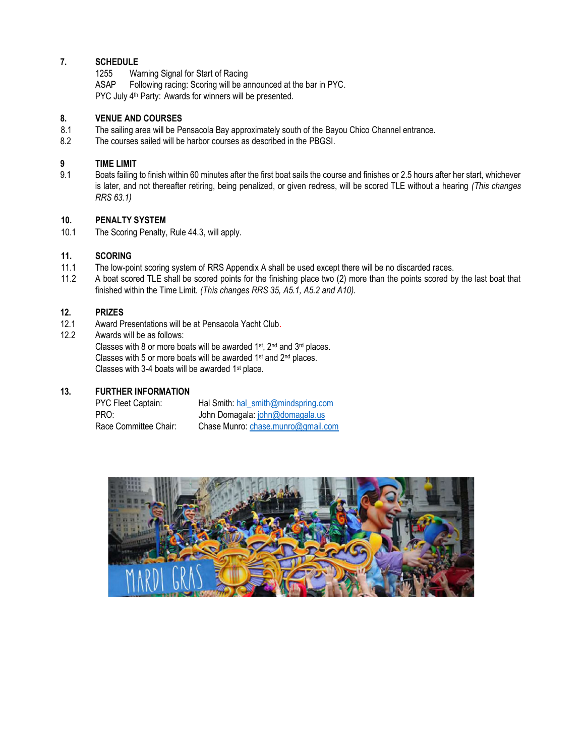## 7. SCHEDULE

1255 Warning Signal for Start of Racing

ASAP Following racing: Scoring will be announced at the bar in PYC.

PYC July 4th Party: Awards for winners will be presented.

## 8. VENUE AND COURSES

8.1 The sailing area will be Pensacola Bay approximately south of the Bayou Chico Channel entrance.

8.2 The courses sailed will be harbor courses as described in the PBGSI.

## 9 TIME LIMIT

9.1 Boats failing to finish within 60 minutes after the first boat sails the course and finishes or 2.5 hours after her start, whichever is later, and not thereafter retiring, being penalized, or given redress, will be scored TLE without a hearing *(This changes RRS 63.1)*

## 10. PENALTY SYSTEM

10.1 The Scoring Penalty, Rule 44.3, will apply.

## 11. SCORING

11.1 The low-point scoring system of RRS Appendix A shall be used except there will be no discarded races.

11.2 A boat scored TLE shall be scored points for the finishing place two (2) more than the points scored by the last boat that finished within the Time Limit. *(This changes RRS 35, A5.1, A5.2 and A10).*

## 12. PRIZES

12.1 Award Presentations will be at Pensacola Yacht Club.

12.2 Awards will be as follows:

Classes with 8 or more boats will be awarded 1st, 2nd and 3rd places.

Classes with 5 or more boats will be awarded 1st and 2nd places.

Classes with 3-4 boats will be awarded 1st place.

## 13. FURTHER INFORMATION

| | |
|---|---|
| PYC Fleet Captain: | Hal Smith: hal_smith@mindspring.com |
| PRO: | John Domagala: john@domagala.us |
| Race Committee Chair: | Chase Munro: chase.munro@gmail.com |